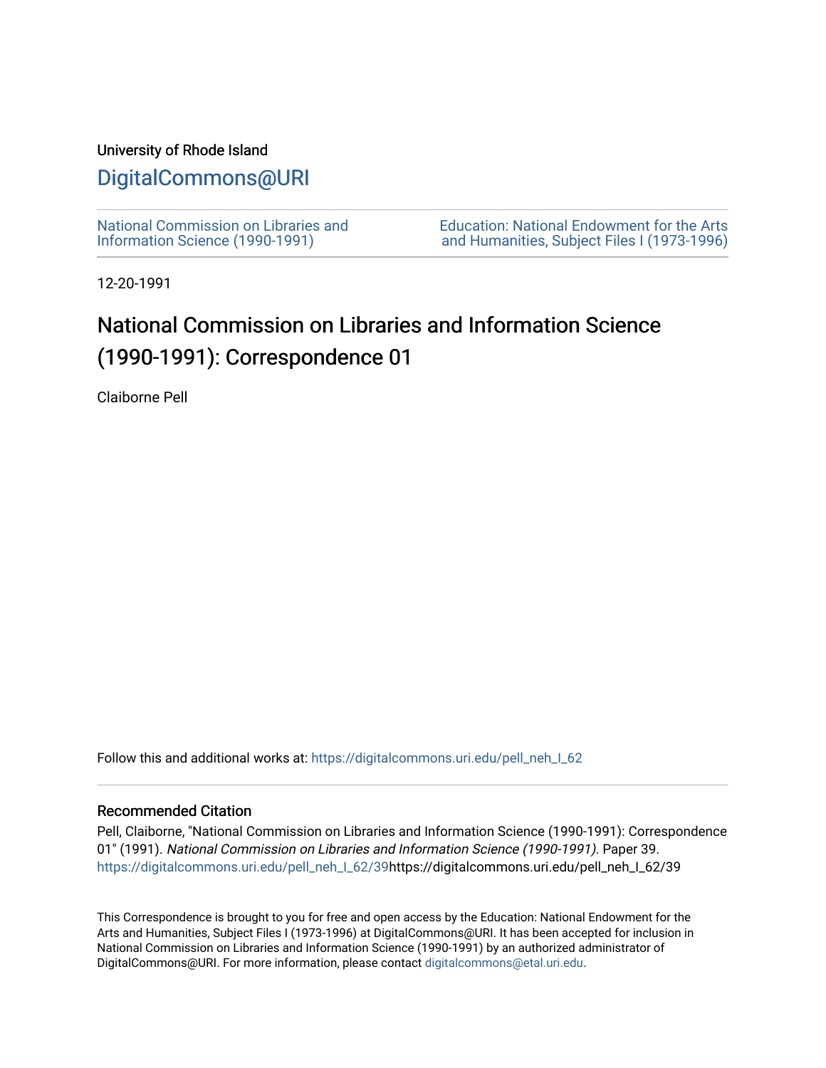University of Rhode Island

# DigitalCommons@URI

National Commission on Libraries and Information Science (1990-1991)

Education: National Endowment for the Arts and Humanities, Subject Files I (1973-1996)

12-20-1991

# National Commission on Libraries and Information Science (1990-1991): Correspondence 01

Claiborne Pell

Follow this and additional works at: https://digitalcommons.uri.edu/pell_neh_I_62

## Recommended Citation

Pell, Claiborne, "National Commission on Libraries and Information Science (1990-1991): Correspondence 01" (1991). *National Commission on Libraries and Information Science (1990-1991).* Paper 39. https://digitalcommons.uri.edu/pell_neh_I_62/39https://digitalcommons.uri.edu/pell_neh_I_62/39

This Correspondence is brought to you for free and open access by the Education: National Endowment for the Arts and Humanities, Subject Files I (1973-1996) at DigitalCommons@URI. It has been accepted for inclusion in National Commission on Libraries and Information Science (1990-1991) by an authorized administrator of DigitalCommons@URI. For more information, please contact digitalcommons@etal.uri.edu.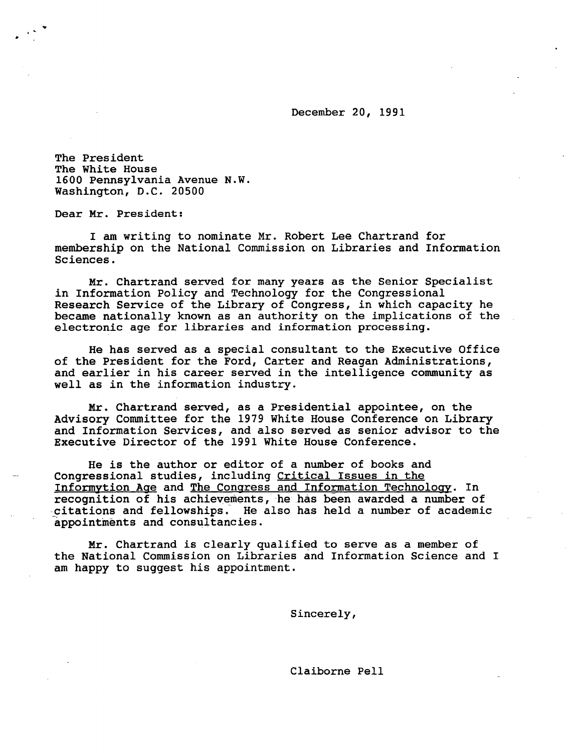December 20, 1991

The President
The White House
1600 Pennsylvania Avenue N.W.
Washington, D.C. 20500

Dear Mr. President:

I am writing to nominate Mr. Robert Lee Chartrand for membership on the National Commission on Libraries and Information Sciences.

Mr. Chartrand served for many years as the Senior Specialist in Information Policy and Technology for the Congressional Research Service of the Library of Congress, in which capacity he became nationally known as an authority on the implications of the electronic age for libraries and information processing.

He has served as a special consultant to the Executive Office of the President for the Ford, Carter and Reagan Administrations, and earlier in his career served in the intelligence community as well as in the information industry.

Mr. Chartrand served, as a Presidential appointee, on the Advisory Committee for the 1979 White House Conference on Library and Information Services, and also served as senior advisor to the Executive Director of the 1991 White House Conference.

He is the author or editor of a number of books and Congressional studies, including <u>Critical Issues in the Informytion Age</u> and <u>The Congress and Information Technology</u>. In recognition of his achievements, he has been awarded a number of citations and fellowships. He also has held a number of academic appointments and consultancies.

Mr. Chartrand is clearly qualified to serve as a member of the National Commission on Libraries and Information Science and I am happy to suggest his appointment.

Sincerely,

Claiborne Pell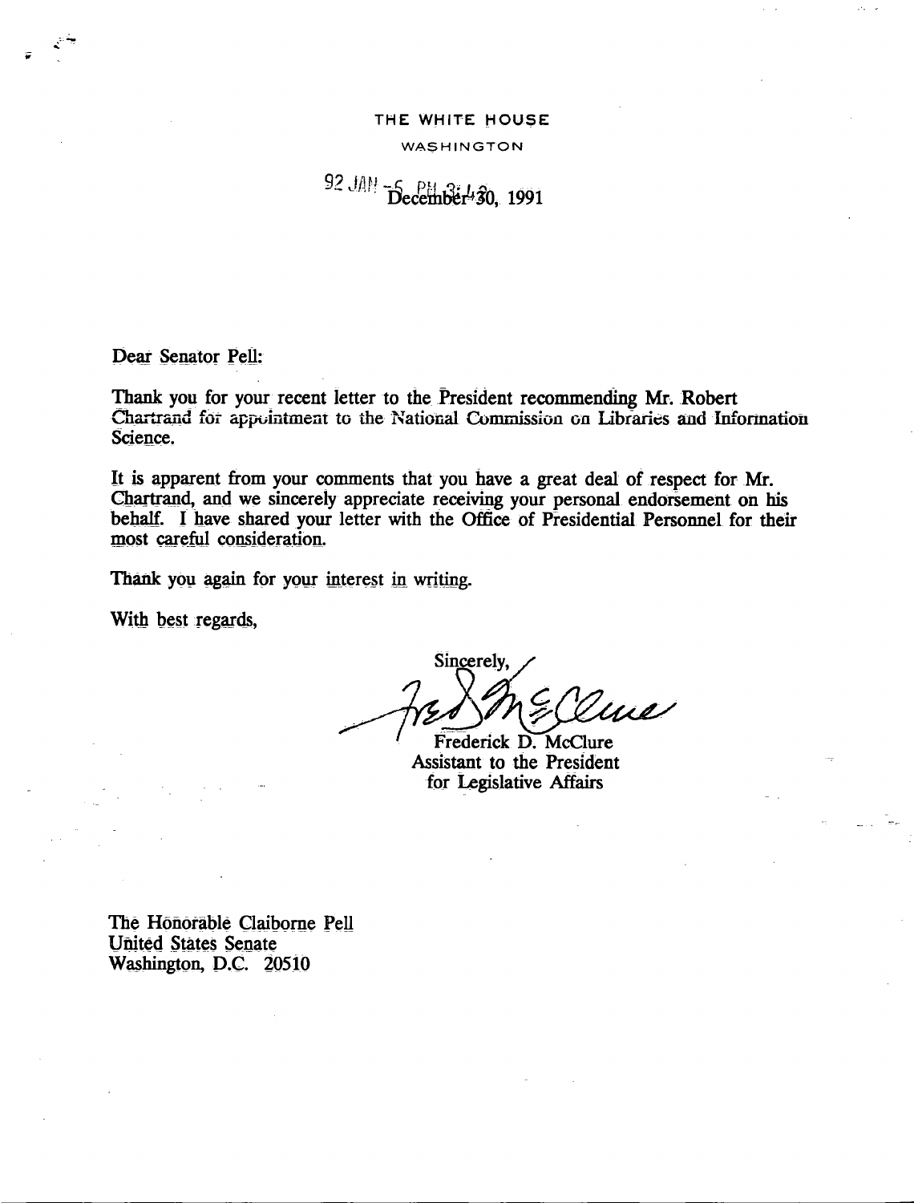THE WHITE HOUSE

WASHINGTON

92 JAN -6 PM 3:43

December 30, 1991

Dear Senator Pell:

Thank you for your recent letter to the President recommending Mr. Robert Chartrand for appointment to the National Commission on Libraries and Information Science.

It is apparent from your comments that you have a great deal of respect for Mr. Chartrand, and we sincerely appreciate receiving your personal endorsement on his behalf. I have shared your letter with the Office of Presidential Personnel for their most careful consideration.

Thank you again for your interest in writing.

With best regards,

Sincerely,

Fred McClure

Frederick D. McClure
Assistant to the President
for Legislative Affairs

The Honorable Claiborne Pell
United States Senate
Washington, D.C. 20510